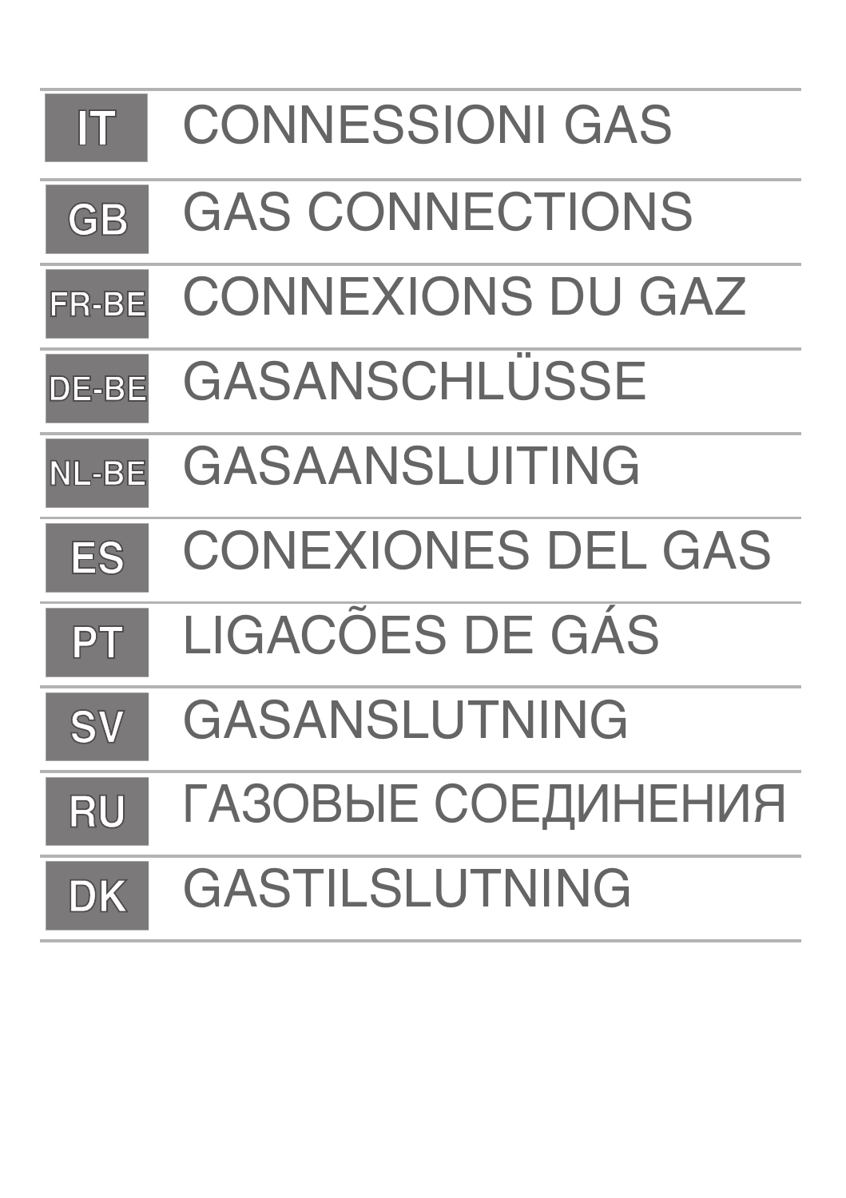| | |
|---|---|
| IT | CONNESSIONI GAS |
| GB | GAS CONNECTIONS |
| FR-BE | CONNEXIONS DU GAZ |
| DE-BE | GASANSCHLÜSSE |
| NL-BE | GASAANSLUITING |
| ES | CONEXIONES DEL GAS |
| PT | LIGACÕES DE GÁS |
| SV | GASANSLUTNING |
| RU | ГАЗОВЫЕ СОЕДИНЕНИЯ |
| DK | GASTILSLUTNING |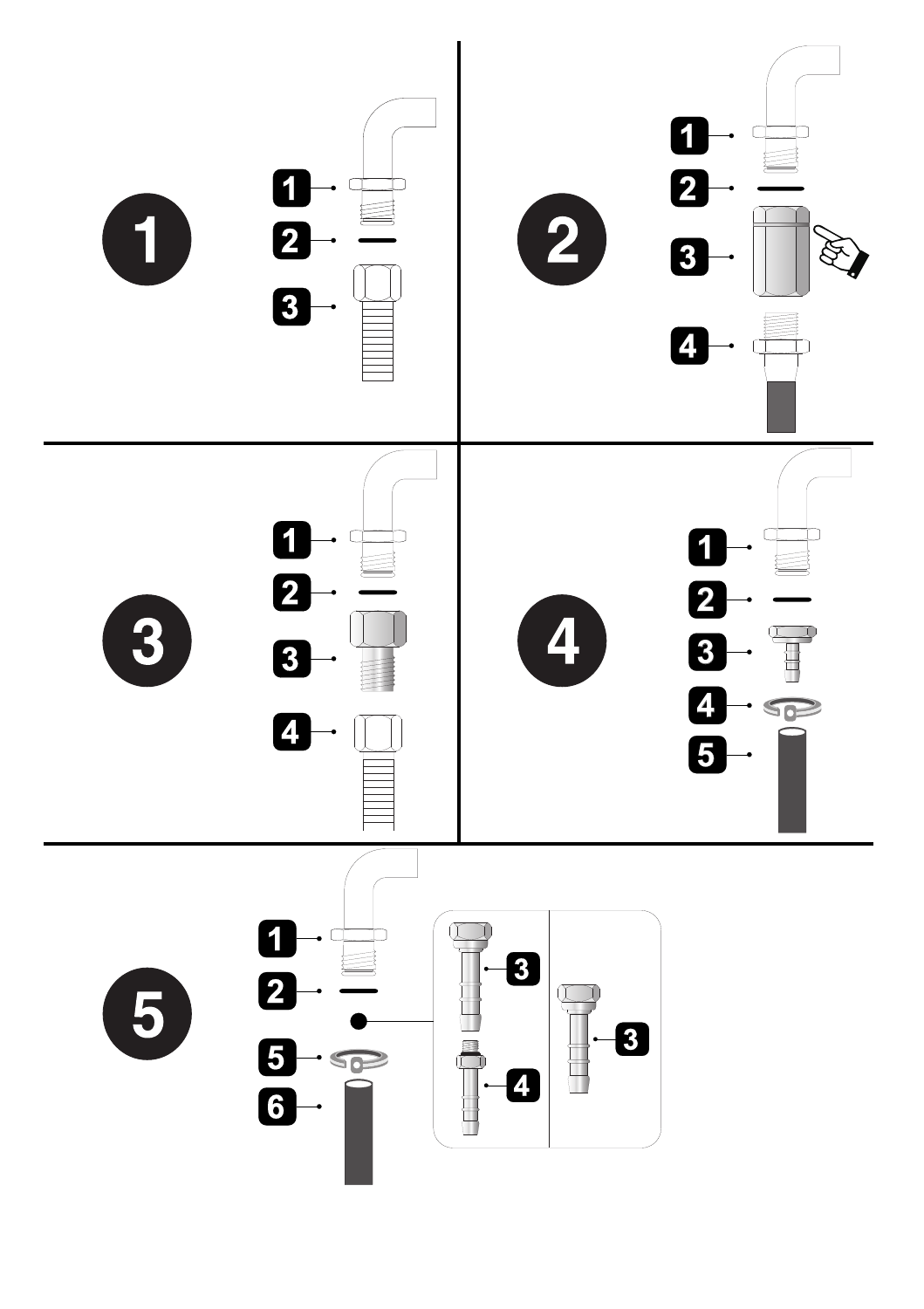1

1
2
3

2

1
2
3
4

3

1
2
3
4

4

1
2
3
4
5

5

1
2
5
6

3
4
3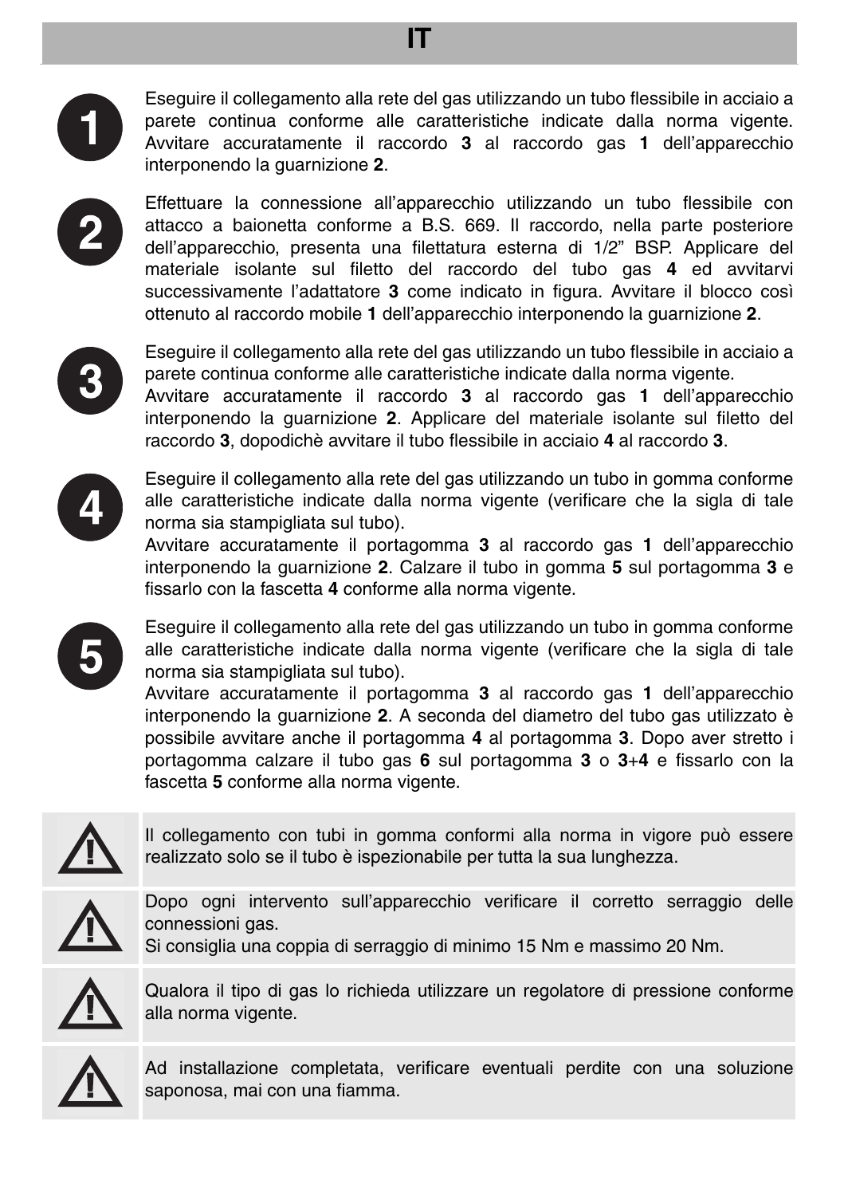# IT

**1** Eseguire il collegamento alla rete del gas utilizzando un tubo flessibile in acciaio a parete continua conforme alle caratteristiche indicate dalla norma vigente. Avvitare accuratamente il raccordo **3** al raccordo gas **1** dell'apparecchio interponendo la guarnizione **2**.

**2** Effettuare la connessione all'apparecchio utilizzando un tubo flessibile con attacco a baionetta conforme a B.S. 669. Il raccordo, nella parte posteriore dell'apparecchio, presenta una filettatura esterna di 1/2" BSP. Applicare del materiale isolante sul filetto del raccordo del tubo gas **4** ed avvitarvi successivamente l'adattatore **3** come indicato in figura. Avvitare il blocco così ottenuto al raccordo mobile **1** dell'apparecchio interponendo la guarnizione **2**.

**3** Eseguire il collegamento alla rete del gas utilizzando un tubo flessibile in acciaio a parete continua conforme alle caratteristiche indicate dalla norma vigente.
Avvitare accuratamente il raccordo **3** al raccordo gas **1** dell'apparecchio interponendo la guarnizione **2**. Applicare del materiale isolante sul filetto del raccordo **3**, dopodichè avvitare il tubo flessibile in acciaio **4** al raccordo **3**.

**4** Eseguire il collegamento alla rete del gas utilizzando un tubo in gomma conforme alle caratteristiche indicate dalla norma vigente (verificare che la sigla di tale norma sia stampigliata sul tubo).
Avvitare accuratamente il portagomma **3** al raccordo gas **1** dell'apparecchio interponendo la guarnizione **2**. Calzare il tubo in gomma **5** sul portagomma **3** e fissarlo con la fascetta **4** conforme alla norma vigente.

**5** Eseguire il collegamento alla rete del gas utilizzando un tubo in gomma conforme alle caratteristiche indicate dalla norma vigente (verificare che la sigla di tale norma sia stampigliata sul tubo).
Avvitare accuratamente il portagomma **3** al raccordo gas **1** dell'apparecchio interponendo la guarnizione **2**. A seconda del diametro del tubo gas utilizzato è possibile avvitare anche il portagomma **4** al portagomma **3**. Dopo aver stretto i portagomma calzare il tubo gas **6** sul portagomma **3** o **3**+**4** e fissarlo con la fascetta **5** conforme alla norma vigente.

⚠ Il collegamento con tubi in gomma conformi alla norma in vigore può essere realizzato solo se il tubo è ispezionabile per tutta la sua lunghezza.

⚠ Dopo ogni intervento sull'apparecchio verificare il corretto serraggio delle connessioni gas.
Si consiglia una coppia di serraggio di minimo 15 Nm e massimo 20 Nm.

⚠ Qualora il tipo di gas lo richieda utilizzare un regolatore di pressione conforme alla norma vigente.

⚠ Ad installazione completata, verificare eventuali perdite con una soluzione saponosa, mai con una fiamma.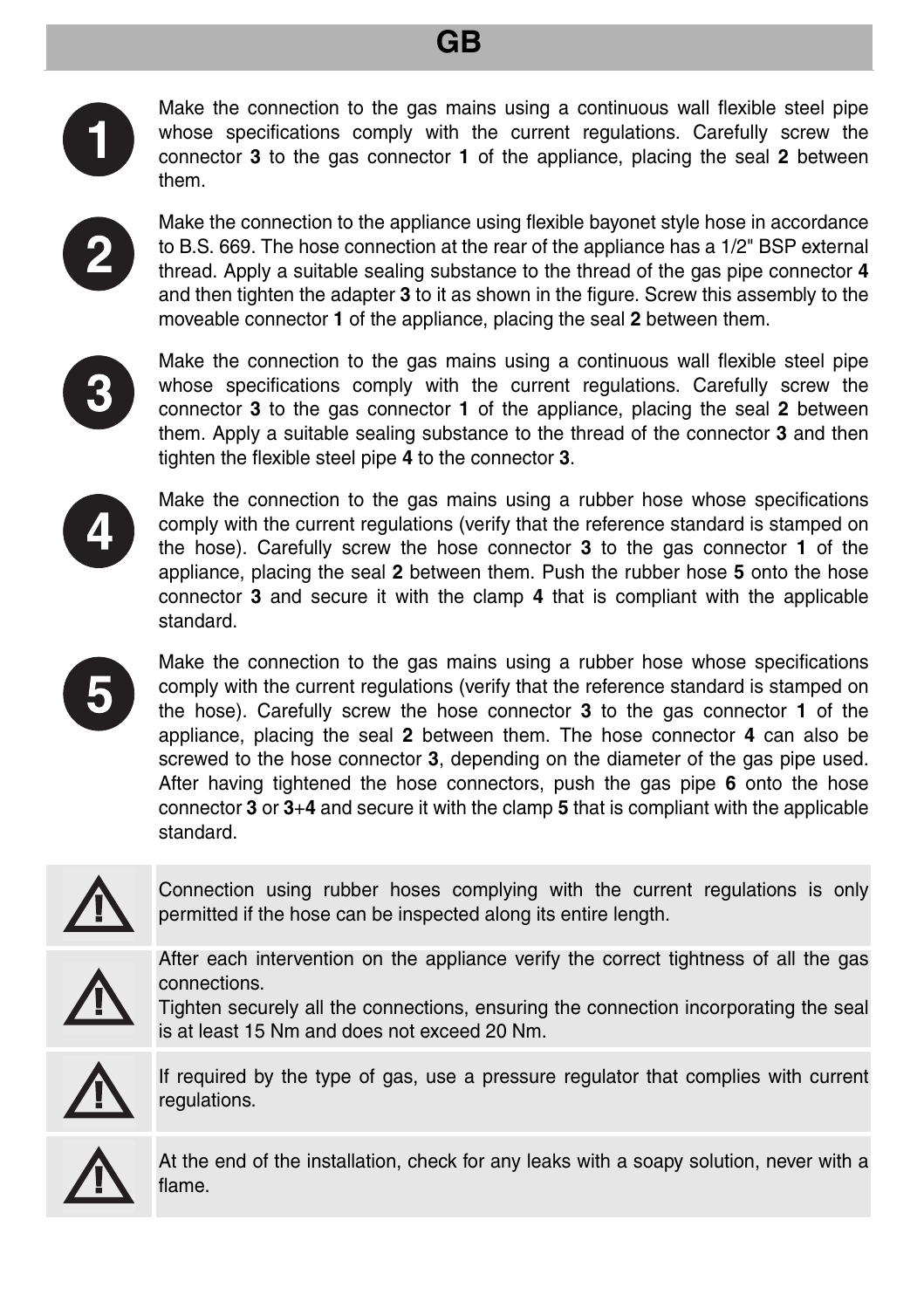# GB

**1** Make the connection to the gas mains using a continuous wall flexible steel pipe whose specifications comply with the current regulations. Carefully screw the connector **3** to the gas connector **1** of the appliance, placing the seal **2** between them.

**2** Make the connection to the appliance using flexible bayonet style hose in accordance to B.S. 669. The hose connection at the rear of the appliance has a 1/2" BSP external thread. Apply a suitable sealing substance to the thread of the gas pipe connector **4** and then tighten the adapter **3** to it as shown in the figure. Screw this assembly to the moveable connector **1** of the appliance, placing the seal **2** between them.

**3** Make the connection to the gas mains using a continuous wall flexible steel pipe whose specifications comply with the current regulations. Carefully screw the connector **3** to the gas connector **1** of the appliance, placing the seal **2** between them. Apply a suitable sealing substance to the thread of the connector **3** and then tighten the flexible steel pipe **4** to the connector **3**.

**4** Make the connection to the gas mains using a rubber hose whose specifications comply with the current regulations (verify that the reference standard is stamped on the hose). Carefully screw the hose connector **3** to the gas connector **1** of the appliance, placing the seal **2** between them. Push the rubber hose **5** onto the hose connector **3** and secure it with the clamp **4** that is compliant with the applicable standard.

**5** Make the connection to the gas mains using a rubber hose whose specifications comply with the current regulations (verify that the reference standard is stamped on the hose). Carefully screw the hose connector **3** to the gas connector **1** of the appliance, placing the seal **2** between them. The hose connector **4** can also be screwed to the hose connector **3**, depending on the diameter of the gas pipe used. After having tightened the hose connectors, push the gas pipe **6** onto the hose connector **3** or **3**+**4** and secure it with the clamp **5** that is compliant with the applicable standard.

⚠ Connection using rubber hoses complying with the current regulations is only permitted if the hose can be inspected along its entire length.

⚠ After each intervention on the appliance verify the correct tightness of all the gas connections.
Tighten securely all the connections, ensuring the connection incorporating the seal is at least 15 Nm and does not exceed 20 Nm.

⚠ If required by the type of gas, use a pressure regulator that complies with current regulations.

⚠ At the end of the installation, check for any leaks with a soapy solution, never with a flame.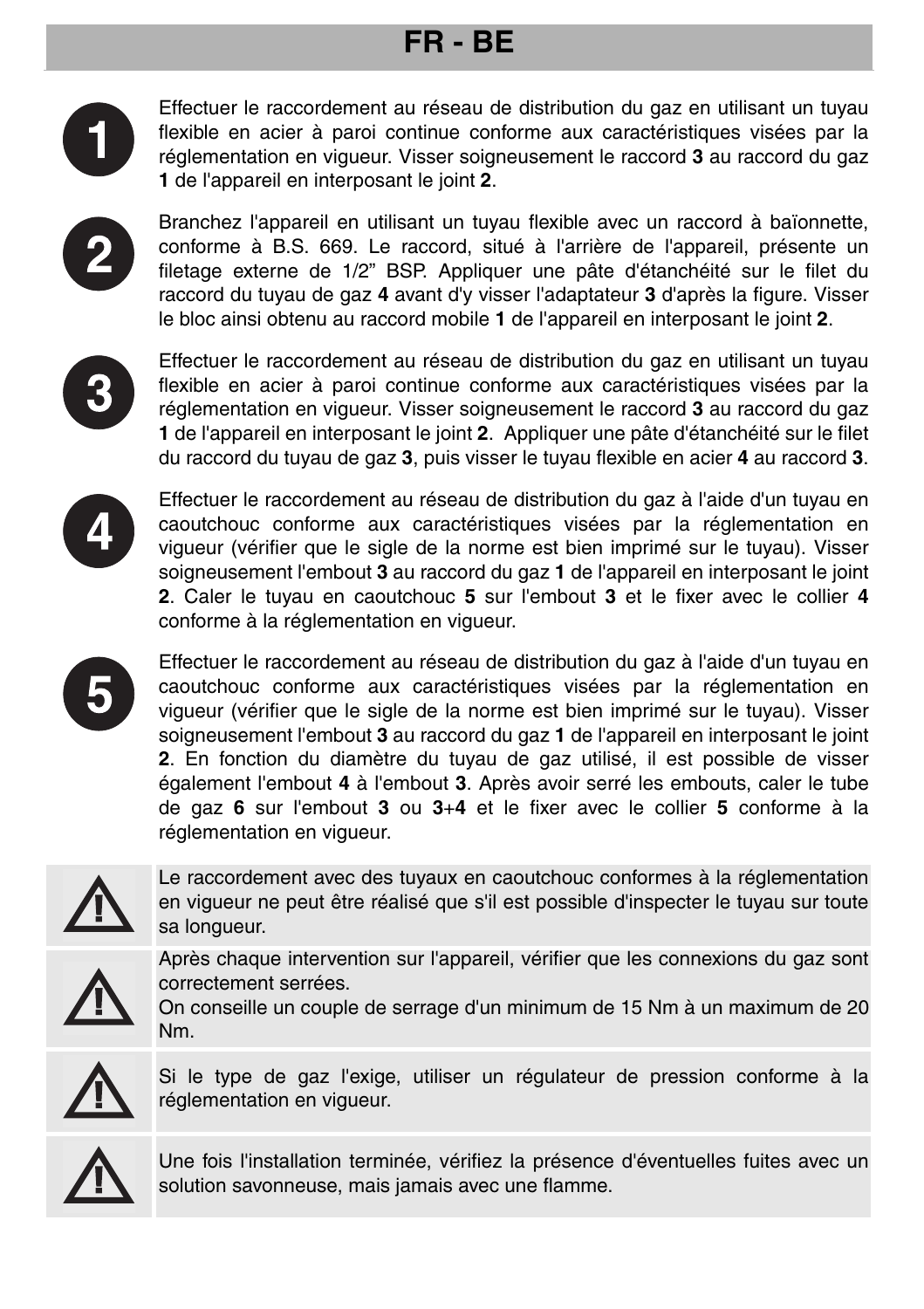# FR - BE

**1** Effectuer le raccordement au réseau de distribution du gaz en utilisant un tuyau flexible en acier à paroi continue conforme aux caractéristiques visées par la réglementation en vigueur. Visser soigneusement le raccord **3** au raccord du gaz **1** de l'appareil en interposant le joint **2**.

**2** Branchez l'appareil en utilisant un tuyau flexible avec un raccord à baïonnette, conforme à B.S. 669. Le raccord, situé à l'arrière de l'appareil, présente un filetage externe de 1/2" BSP. Appliquer une pâte d'étanchéité sur le filet du raccord du tuyau de gaz **4** avant d'y visser l'adaptateur **3** d'après la figure. Visser le bloc ainsi obtenu au raccord mobile **1** de l'appareil en interposant le joint **2**.

**3** Effectuer le raccordement au réseau de distribution du gaz en utilisant un tuyau flexible en acier à paroi continue conforme aux caractéristiques visées par la réglementation en vigueur. Visser soigneusement le raccord **3** au raccord du gaz **1** de l'appareil en interposant le joint **2**. Appliquer une pâte d'étanchéité sur le filet du raccord du tuyau de gaz **3**, puis visser le tuyau flexible en acier **4** au raccord **3**.

**4** Effectuer le raccordement au réseau de distribution du gaz à l'aide d'un tuyau en caoutchouc conforme aux caractéristiques visées par la réglementation en vigueur (vérifier que le sigle de la norme est bien imprimé sur le tuyau). Visser soigneusement l'embout **3** au raccord du gaz **1** de l'appareil en interposant le joint **2**. Caler le tuyau en caoutchouc **5** sur l'embout **3** et le fixer avec le collier **4** conforme à la réglementation en vigueur.

**5** Effectuer le raccordement au réseau de distribution du gaz à l'aide d'un tuyau en caoutchouc conforme aux caractéristiques visées par la réglementation en vigueur (vérifier que le sigle de la norme est bien imprimé sur le tuyau). Visser soigneusement l'embout **3** au raccord du gaz **1** de l'appareil en interposant le joint **2**. En fonction du diamètre du tuyau de gaz utilisé, il est possible de visser également l'embout **4** à l'embout **3**. Après avoir serré les embouts, caler le tube de gaz **6** sur l'embout **3** ou **3**+**4** et le fixer avec le collier **5** conforme à la réglementation en vigueur.

⚠ Le raccordement avec des tuyaux en caoutchouc conformes à la réglementation en vigueur ne peut être réalisé que s'il est possible d'inspecter le tuyau sur toute sa longueur.

⚠ Après chaque intervention sur l'appareil, vérifier que les connexions du gaz sont correctement serrées.
On conseille un couple de serrage d'un minimum de 15 Nm à un maximum de 20 Nm.

⚠ Si le type de gaz l'exige, utiliser un régulateur de pression conforme à la réglementation en vigueur.

⚠ Une fois l'installation terminée, vérifiez la présence d'éventuelles fuites avec un solution savonneuse, mais jamais avec une flamme.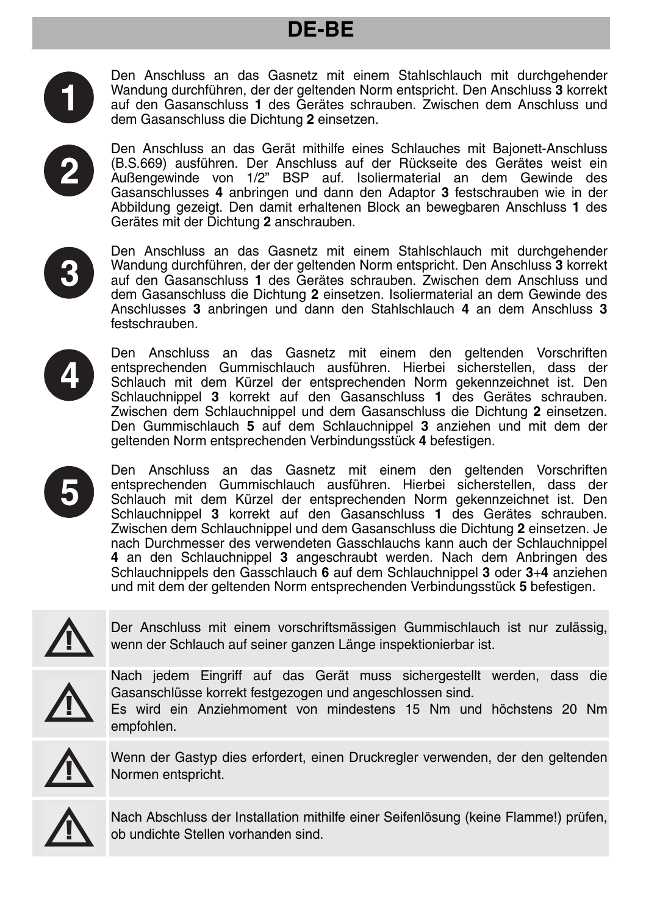# DE-BE

**1** Den Anschluss an das Gasnetz mit einem Stahlschlauch mit durchgehender Wandung durchführen, der der geltenden Norm entspricht. Den Anschluss **3** korrekt auf den Gasanschluss **1** des Gerätes schrauben. Zwischen dem Anschluss und dem Gasanschluss die Dichtung **2** einsetzen.

**2** Den Anschluss an das Gerät mithilfe eines Schlauches mit Bajonett-Anschluss (B.S.669) ausführen. Der Anschluss auf der Rückseite des Gerätes weist ein Außengewinde von 1/2" BSP auf. Isoliermaterial an dem Gewinde des Gasanschlusses **4** anbringen und dann den Adaptor **3** festschrauben wie in der Abbildung gezeigt. Den damit erhaltenen Block an bewegbaren Anschluss **1** des Gerätes mit der Dichtung **2** anschrauben.

**3** Den Anschluss an das Gasnetz mit einem Stahlschlauch mit durchgehender Wandung durchführen, der der geltenden Norm entspricht. Den Anschluss **3** korrekt auf den Gasanschluss **1** des Gerätes schrauben. Zwischen dem Anschluss und dem Gasanschluss die Dichtung **2** einsetzen. Isoliermaterial an dem Gewinde des Anschlusses **3** anbringen und dann den Stahlschlauch **4** an dem Anschluss **3** festschrauben.

**4** Den Anschluss an das Gasnetz mit einem den geltenden Vorschriften entsprechenden Gummischlauch ausführen. Hierbei sicherstellen, dass der Schlauch mit dem Kürzel der entsprechenden Norm gekennzeichnet ist. Den Schlauchnippel **3** korrekt auf den Gasanschluss **1** des Gerätes schrauben. Zwischen dem Schlauchnippel und dem Gasanschluss die Dichtung **2** einsetzen. Den Gummischlauch **5** auf dem Schlauchnippel **3** anziehen und mit dem der geltenden Norm entsprechenden Verbindungsstück **4** befestigen.

**5** Den Anschluss an das Gasnetz mit einem den geltenden Vorschriften entsprechenden Gummischlauch ausführen. Hierbei sicherstellen, dass der Schlauch mit dem Kürzel der entsprechenden Norm gekennzeichnet ist. Den Schlauchnippel **3** korrekt auf den Gasanschluss **1** des Gerätes schrauben. Zwischen dem Schlauchnippel und dem Gasanschluss die Dichtung **2** einsetzen. Je nach Durchmesser des verwendeten Gasschlauchs kann auch der Schlauchnippel **4** an den Schlauchnippel **3** angeschraubt werden. Nach dem Anbringen des Schlauchnippels den Gasschlauch **6** auf dem Schlauchnippel **3** oder **3**+**4** anziehen und mit dem der geltenden Norm entsprechenden Verbindungsstück **5** befestigen.

⚠ Der Anschluss mit einem vorschriftsmässigen Gummischlauch ist nur zulässig, wenn der Schlauch auf seiner ganzen Länge inspektionierbar ist.

⚠ Nach jedem Eingriff auf das Gerät muss sichergestellt werden, dass die Gasanschlüsse korrekt festgezogen und angeschlossen sind.
Es wird ein Anziehmoment von mindestens 15 Nm und höchstens 20 Nm empfohlen.

⚠ Wenn der Gastyp dies erfordert, einen Druckregler verwenden, der den geltenden Normen entspricht.

⚠ Nach Abschluss der Installation mithilfe einer Seifenlösung (keine Flamme!) prüfen, ob undichte Stellen vorhanden sind.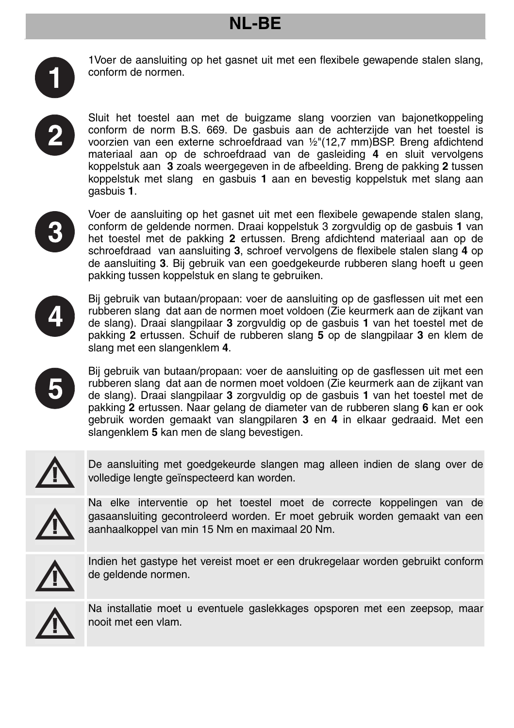# NL-BE

**1** 1Voer de aansluiting op het gasnet uit met een flexibele gewapende stalen slang, conform de normen.

**2** Sluit het toestel aan met de buigzame slang voorzien van bajonetkoppeling conform de norm B.S. 669. De gasbuis aan de achterzijde van het toestel is voorzien van een externe schroefdraad van ½"(12,7 mm)BSP. Breng afdichtend materiaal aan op de schroefdraad van de gasleiding **4** en sluit vervolgens koppelstuk aan **3** zoals weergegeven in de afbeelding. Breng de pakking **2** tussen koppelstuk met slang en gasbuis **1** aan en bevestig koppelstuk met slang aan gasbuis **1**.

**3** Voer de aansluiting op het gasnet uit met een flexibele gewapende stalen slang, conform de geldende normen. Draai koppelstuk 3 zorgvuldig op de gasbuis **1** van het toestel met de pakking **2** ertussen. Breng afdichtend materiaal aan op de schroefdraad van aansluiting **3**, schroef vervolgens de flexibele stalen slang **4** op de aansluiting **3**. Bij gebruik van een goedgekeurde rubberen slang hoeft u geen pakking tussen koppelstuk en slang te gebruiken.

**4** Bij gebruik van butaan/propaan: voer de aansluiting op de gasflessen uit met een rubberen slang dat aan de normen moet voldoen (Zie keurmerk aan de zijkant van de slang). Draai slangpilaar **3** zorgvuldig op de gasbuis **1** van het toestel met de pakking **2** ertussen. Schuif de rubberen slang **5** op de slangpilaar **3** en klem de slang met een slangenklem **4**.

**5** Bij gebruik van butaan/propaan: voer de aansluiting op de gasflessen uit met een rubberen slang dat aan de normen moet voldoen (Zie keurmerk aan de zijkant van de slang). Draai slangpilaar **3** zorgvuldig op de gasbuis **1** van het toestel met de pakking **2** ertussen. Naar gelang de diameter van de rubberen slang **6** kan er ook gebruik worden gemaakt van slangpilaren **3** en **4** in elkaar gedraaid. Met een slangenklem **5** kan men de slang bevestigen.

⚠ De aansluiting met goedgekeurde slangen mag alleen indien de slang over de volledige lengte geïnspecteerd kan worden.

⚠ Na elke interventie op het toestel moet de correcte koppelingen van de gasaansluiting gecontroleerd worden. Er moet gebruik worden gemaakt van een aanhaalkoppel van min 15 Nm en maximaal 20 Nm.

⚠ Indien het gastype het vereist moet er een drukregelaar worden gebruikt conform de geldende normen.

⚠ Na installatie moet u eventuele gaslekkages opsporen met een zeepsop, maar nooit met een vlam.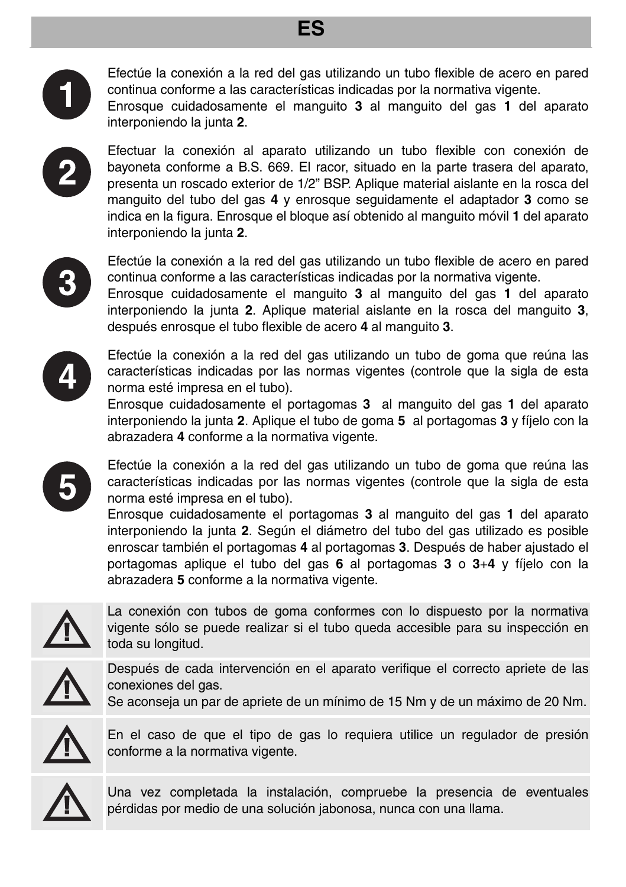# ES

**1**

Efectúe la conexión a la red del gas utilizando un tubo flexible de acero en pared continua conforme a las características indicadas por la normativa vigente.
Enrosque cuidadosamente el manguito **3** al manguito del gas **1** del aparato interponiendo la junta **2**.

**2**

Efectuar la conexión al aparato utilizando un tubo flexible con conexión de bayoneta conforme a B.S. 669. El racor, situado en la parte trasera del aparato, presenta un roscado exterior de 1/2" BSP. Aplique material aislante en la rosca del manguito del tubo del gas **4** y enrosque seguidamente el adaptador **3** como se indica en la figura. Enrosque el bloque así obtenido al manguito móvil **1** del aparato interponiendo la junta **2**.

**3**

Efectúe la conexión a la red del gas utilizando un tubo flexible de acero en pared continua conforme a las características indicadas por la normativa vigente.
Enrosque cuidadosamente el manguito **3** al manguito del gas **1** del aparato interponiendo la junta **2**. Aplique material aislante en la rosca del manguito **3**, después enrosque el tubo flexible de acero **4** al manguito **3**.

**4**

Efectúe la conexión a la red del gas utilizando un tubo de goma que reúna las características indicadas por las normas vigentes (controle que la sigla de esta norma esté impresa en el tubo).
Enrosque cuidadosamente el portagomas **3** al manguito del gas **1** del aparato interponiendo la junta **2**. Aplique el tubo de goma **5** al portagomas **3** y fíjelo con la abrazadera **4** conforme a la normativa vigente.

**5**

Efectúe la conexión a la red del gas utilizando un tubo de goma que reúna las características indicadas por las normas vigentes (controle que la sigla de esta norma esté impresa en el tubo).
Enrosque cuidadosamente el portagomas **3** al manguito del gas **1** del aparato interponiendo la junta **2**. Según el diámetro del tubo del gas utilizado es posible enroscar también el portagomas **4** al portagomas **3**. Después de haber ajustado el portagomas aplique el tubo del gas **6** al portagomas **3** o **3**+**4** y fíjelo con la abrazadera **5** conforme a la normativa vigente.

⚠ La conexión con tubos de goma conformes con lo dispuesto por la normativa vigente sólo se puede realizar si el tubo queda accesible para su inspección en toda su longitud.

⚠ Después de cada intervención en el aparato verifique el correcto apriete de las conexiones del gas.
Se aconseja un par de apriete de un mínimo de 15 Nm y de un máximo de 20 Nm.

⚠ En el caso de que el tipo de gas lo requiera utilice un regulador de presión conforme a la normativa vigente.

⚠ Una vez completada la instalación, compruebe la presencia de eventuales pérdidas por medio de una solución jabonosa, nunca con una llama.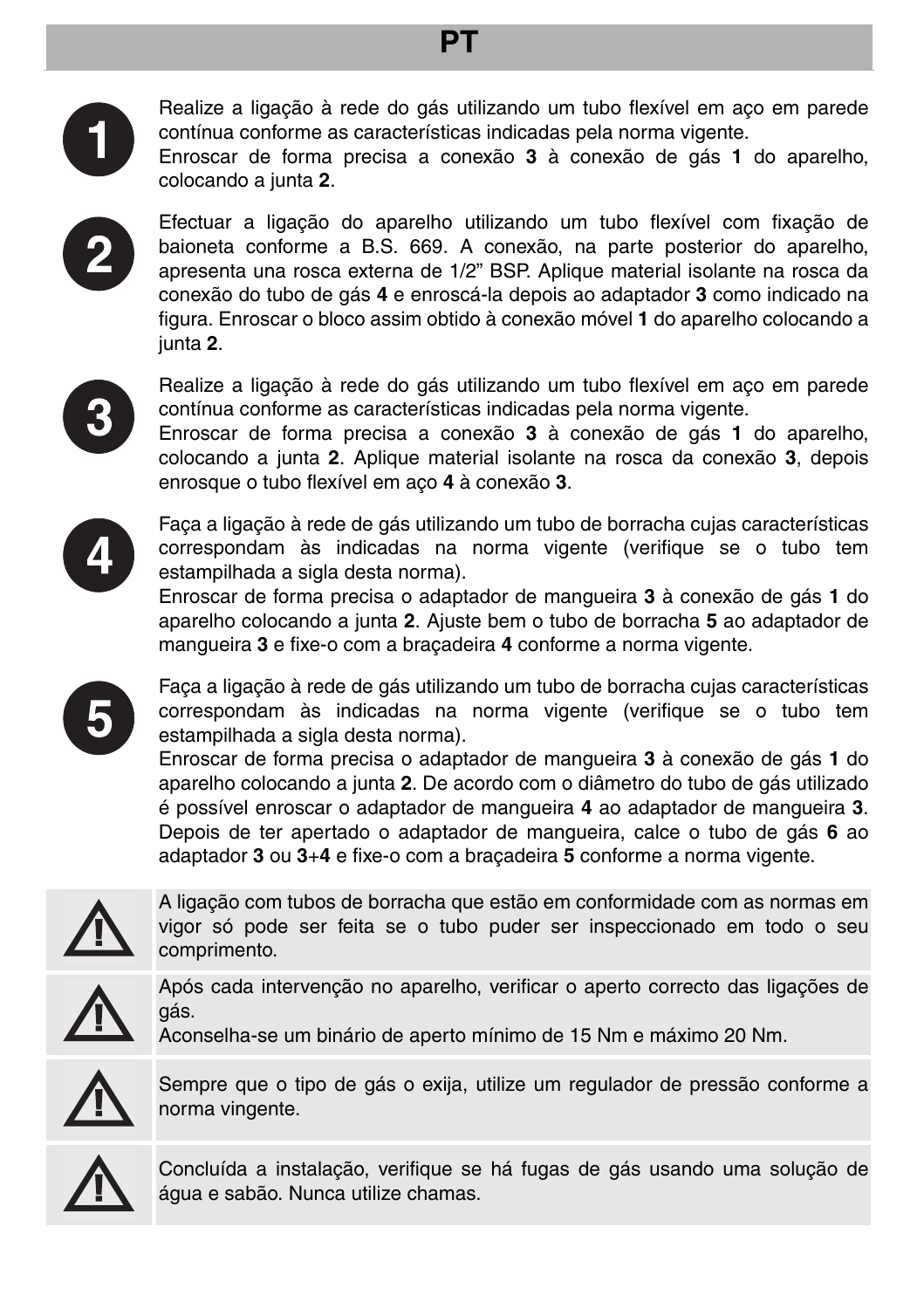# PT

**1** Realize a ligação à rede do gás utilizando um tubo flexível em aço em parede contínua conforme as características indicadas pela norma vigente.
Enroscar de forma precisa a conexão **3** à conexão de gás **1** do aparelho, colocando a junta **2**.

**2** Efectuar a ligação do aparelho utilizando um tubo flexível com fixação de baioneta conforme a B.S. 669. A conexão, na parte posterior do aparelho, apresenta una rosca externa de 1/2" BSP. Aplique material isolante na rosca da conexão do tubo de gás **4** e enroscá-la depois ao adaptador **3** como indicado na figura. Enroscar o bloco assim obtido à conexão móvel **1** do aparelho colocando a junta **2**.

**3** Realize a ligação à rede do gás utilizando um tubo flexível em aço em parede contínua conforme as características indicadas pela norma vigente.
Enroscar de forma precisa a conexão **3** à conexão de gás **1** do aparelho, colocando a junta **2**. Aplique material isolante na rosca da conexão **3**, depois enrosque o tubo flexível em aço **4** à conexão **3**.

**4** Faça a ligação à rede de gás utilizando um tubo de borracha cujas características correspondam às indicadas na norma vigente (verifique se o tubo tem estampilhada a sigla desta norma).
Enroscar de forma precisa o adaptador de mangueira **3** à conexão de gás **1** do aparelho colocando a junta **2**. Ajuste bem o tubo de borracha **5** ao adaptador de mangueira **3** e fixe-o com a braçadeira **4** conforme a norma vigente.

**5** Faça a ligação à rede de gás utilizando um tubo de borracha cujas características correspondam às indicadas na norma vigente (verifique se o tubo tem estampilhada a sigla desta norma).
Enroscar de forma precisa o adaptador de mangueira **3** à conexão de gás **1** do aparelho colocando a junta **2**. De acordo com o diâmetro do tubo de gás utilizado é possível enroscar o adaptador de mangueira **4** ao adaptador de mangueira **3**. Depois de ter apertado o adaptador de mangueira, calce o tubo de gás **6** ao adaptador **3** ou **3**+**4** e fixe-o com a braçadeira **5** conforme a norma vigente.

⚠ A ligação com tubos de borracha que estão em conformidade com as normas em vigor só pode ser feita se o tubo puder ser inspeccionado em todo o seu comprimento.

⚠ Após cada intervenção no aparelho, verificar o aperto correcto das ligações de gás.
Aconselha-se um binário de aperto mínimo de 15 Nm e máximo 20 Nm.

⚠ Sempre que o tipo de gás o exija, utilize um regulador de pressão conforme a norma vingente.

⚠ Concluída a instalação, verifique se há fugas de gás usando uma solução de água e sabão. Nunca utilize chamas.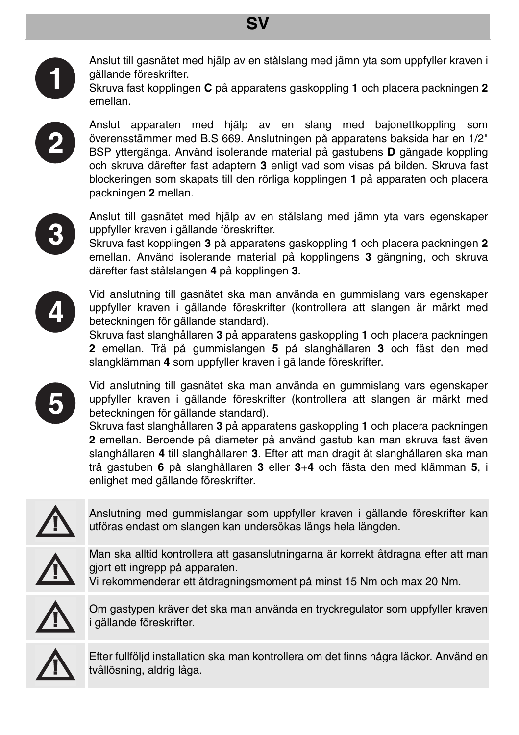# SV

**1** Anslut till gasnätet med hjälp av en stålslang med jämn yta som uppfyller kraven i gällande föreskrifter.
Skruva fast kopplingen **C** på apparatens gaskoppling **1** och placera packningen **2** emellan.

**2** Anslut apparaten med hjälp av en slang med bajonettkoppling som överensstämmer med B.S 669. Anslutningen på apparatens baksida har en 1/2" BSP yttergänga. Använd isolerande material på gastubens **D** gängade koppling och skruva därefter fast adaptern **3** enligt vad som visas på bilden. Skruva fast blockeringen som skapats till den rörliga kopplingen **1** på apparaten och placera packningen **2** mellan.

**3** Anslut till gasnätet med hjälp av en stålslang med jämn yta vars egenskaper uppfyller kraven i gällande föreskrifter.
Skruva fast kopplingen **3** på apparatens gaskoppling **1** och placera packningen **2** emellan. Använd isolerande material på kopplingens **3** gängning, och skruva därefter fast stålslangen **4** på kopplingen **3**.

**4** Vid anslutning till gasnätet ska man använda en gummislang vars egenskaper uppfyller kraven i gällande föreskrifter (kontrollera att slangen är märkt med beteckningen för gällande standard).
Skruva fast slanghållaren **3** på apparatens gaskoppling **1** och placera packningen **2** emellan. Trä på gummislangen **5** på slanghållaren **3** och fäst den med slangklämman **4** som uppfyller kraven i gällande föreskrifter.

**5** Vid anslutning till gasnätet ska man använda en gummislang vars egenskaper uppfyller kraven i gällande föreskrifter (kontrollera att slangen är märkt med beteckningen för gällande standard).
Skruva fast slanghållaren **3** på apparatens gaskoppling **1** och placera packningen **2** emellan. Beroende på diameter på använd gastub kan man skruva fast även slanghållaren **4** till slanghållaren **3**. Efter att man dragit åt slanghållaren ska man trä gastuben **6** på slanghållaren **3** eller **3**+**4** och fästa den med klämman **5**, i enlighet med gällande föreskrifter.

⚠ Anslutning med gummislangar som uppfyller kraven i gällande föreskrifter kan utföras endast om slangen kan undersökas längs hela längden.

⚠ Man ska alltid kontrollera att gasanslutningarna är korrekt åtdragna efter att man gjort ett ingrepp på apparaten.
Vi rekommenderar ett åtdragningsmoment på minst 15 Nm och max 20 Nm.

⚠ Om gastypen kräver det ska man använda en tryckregulator som uppfyller kraven i gällande föreskrifter.

⚠ Efter fullföljd installation ska man kontrollera om det finns några läckor. Använd en tvållösning, aldrig låga.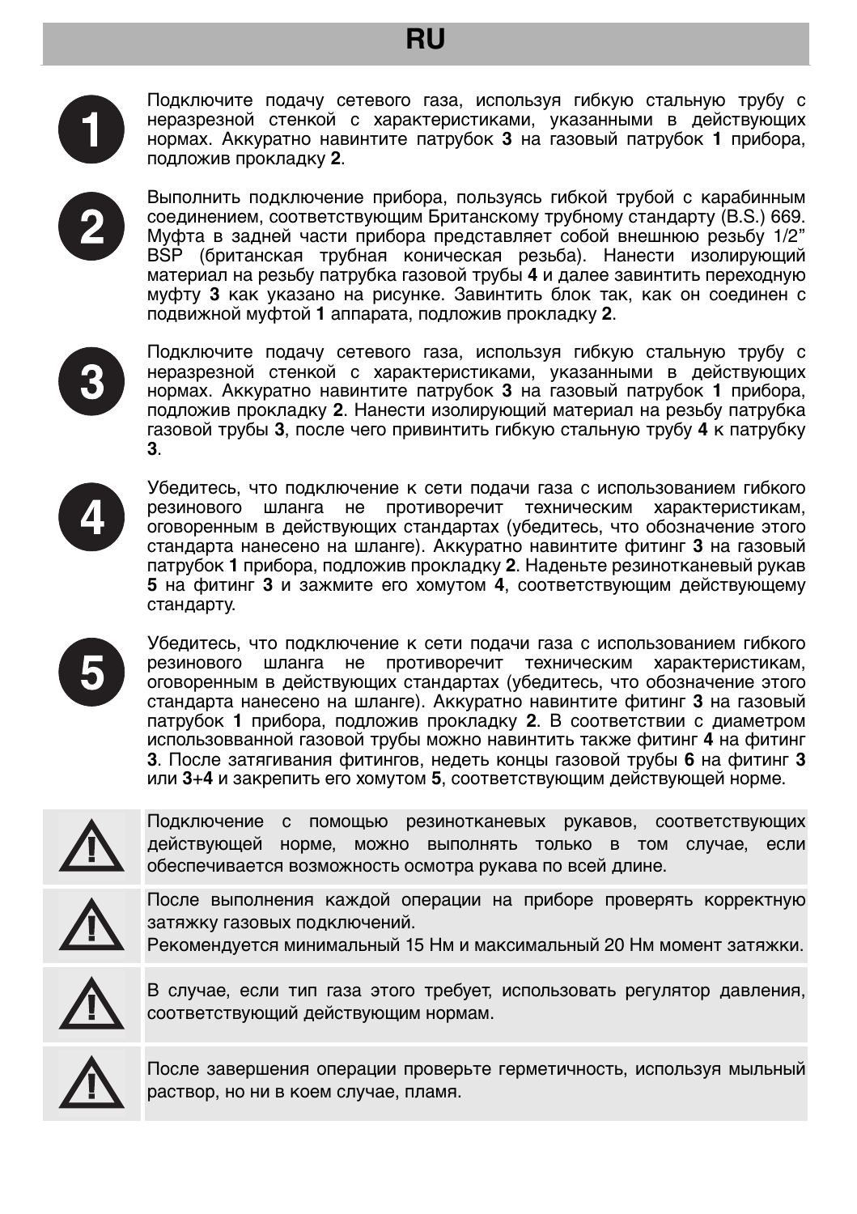# RU

**1** Подключите подачу сетевого газа, используя гибкую стальную трубу с неразрезной стенкой с характеристиками, указанными в действующих нормах. Аккуратно навинтите патрубок **3** на газовый патрубок **1** прибора, подложив прокладку **2**.

**2** Выполнить подключение прибора, пользуясь гибкой трубой с карабинным соединением, соответствующим Британскому трубному стандарту (B.S.) 669. Муфта в задней части прибора представляет собой внешнюю резьбу 1/2" BSP (британская трубная коническая резьба). Нанести изолирующий материал на резьбу патрубка газовой трубы **4** и далее завинтить переходную муфту **3** как указано на рисунке. Завинтить блок так, как он соединен с подвижной муфтой **1** аппарата, подложив прокладку **2**.

**3** Подключите подачу сетевого газа, используя гибкую стальную трубу с неразрезной стенкой с характеристиками, указанными в действующих нормах. Аккуратно навинтите патрубок **3** на газовый патрубок **1** прибора, подложив прокладку **2**. Нанести изолирующий материал на резьбу патрубка газовой трубы **3**, после чего привинтить гибкую стальную трубу **4** к патрубку **3**.

**4** Убедитесь, что подключение к сети подачи газа с использованием гибкого резинового шланга не противоречит техническим характеристикам, оговоренным в действующих стандартах (убедитесь, что обозначение этого стандарта нанесено на шланге). Аккуратно навинтите фитинг **3** на газовый патрубок **1** прибора, подложив прокладку **2**. Наденьте резинотканевый рукав **5** на фитинг **3** и зажмите его хомутом **4**, соответствующим действующему стандарту.

**5** Убедитесь, что подключение к сети подачи газа с использованием гибкого резинового шланга не противоречит техническим характеристикам, оговоренным в действующих стандартах (убедитесь, что обозначение этого стандарта нанесено на шланге). Аккуратно навинтите фитинг **3** на газовый патрубок **1** прибора, подложив прокладку **2**. В соответствии с диаметром использованной газовой трубы можно навинтить также фитинг **4** на фитинг **3**. После затягивания фитингов, недеть концы газовой трубы **6** на фитинг **3** или **3**+**4** и закрепить его хомутом **5**, соответствующим действующей норме.

⚠ Подключение с помощью резинотканевых рукавов, соответствующих действующей норме, можно выполнять только в том случае, если обеспечивается возможность осмотра рукава по всей длине.

⚠ После выполнения каждой операции на приборе проверять корректную затяжку газовых подключений.
Рекомендуется минимальный 15 Нм и максимальный 20 Нм момент затяжки.

⚠ В случае, если тип газа этого требует, использовать регулятор давления, соответствующий действующим нормам.

⚠ После завершения операции проверьте герметичность, используя мыльный раствор, но ни в коем случае, пламя.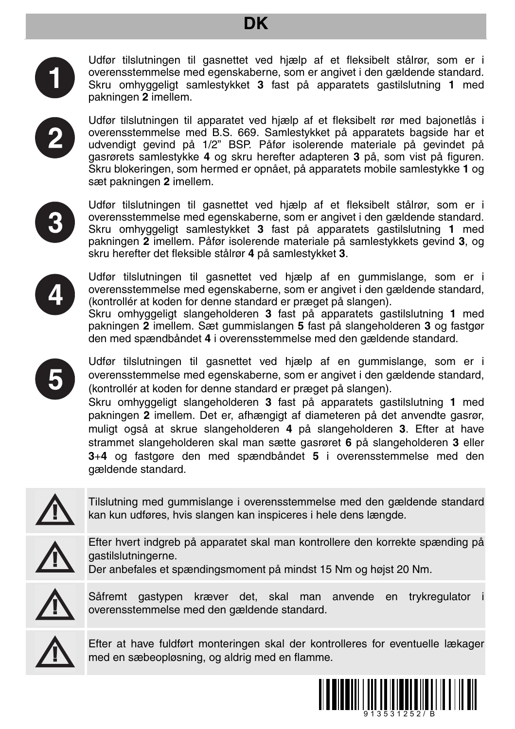# DK

**1** Udfør tilslutningen til gasnettet ved hjælp af et fleksibelt stålrør, som er i overensstemmelse med egenskaberne, som er angivet i den gældende standard. Skru omhyggeligt samlestykket **3** fast på apparatets gastilslutning **1** med pakningen **2** imellem.

**2** Udfør tilslutningen til apparatet ved hjælp af et fleksibelt rør med bajonetlås i overensstemmelse med B.S. 669. Samlestykket på apparatets bagside har et udvendigt gevind på 1/2" BSP. Påfør isolerende materiale på gevindet på gasrørets samlestykke **4** og skru herefter adapteren **3** på, som vist på figuren. Skru blokeringen, som hermed er opnået, på apparatets mobile samlestykke **1** og sæt pakningen **2** imellem.

**3** Udfør tilslutningen til gasnettet ved hjælp af et fleksibelt stålrør, som er i overensstemmelse med egenskaberne, som er angivet i den gældende standard. Skru omhyggeligt samlestykket **3** fast på apparatets gastilslutning **1** med pakningen **2** imellem. Påfør isolerende materiale på samlestykkets gevind **3**, og skru herefter det fleksible stålrør **4** på samlestykket **3**.

**4** Udfør tilslutningen til gasnettet ved hjælp af en gummislange, som er i overensstemmelse med egenskaberne, som er angivet i den gældende standard, (kontrollér at koden for denne standard er præget på slangen).
Skru omhyggeligt slangeholderen **3** fast på apparatets gastilslutning **1** med pakningen **2** imellem. Sæt gummislangen **5** fast på slangeholderen **3** og fastgør den med spændbåndet **4** i overensstemmelse med den gældende standard.

**5** Udfør tilslutningen til gasnettet ved hjælp af en gummislange, som er i overensstemmelse med egenskaberne, som er angivet i den gældende standard, (kontrollér at koden for denne standard er præget på slangen).
Skru omhyggeligt slangeholderen **3** fast på apparatets gastilslutning **1** med pakningen **2** imellem. Det er, afhængigt af diameteren på det anvendte gasrør, muligt også at skrue slangeholderen **4** på slangeholderen **3**. Efter at have strammet slangeholderen skal man sætte gasrøret **6** på slangeholderen **3** eller **3**+**4** og fastgøre den med spændbåndet **5** i overensstemmelse med den gældende standard.

⚠ Tilslutning med gummislange i overensstemmelse med den gældende standard kan kun udføres, hvis slangen kan inspiceres i hele dens længde.

⚠ Efter hvert indgreb på apparatet skal man kontrollere den korrekte spænding på gastilslutningerne.
Der anbefales et spændingsmoment på mindst 15 Nm og højst 20 Nm.

⚠ Såfremt gastypen kræver det, skal man anvende en trykregulator i overensstemmelse med den gældende standard.

⚠ Efter at have fuldført monteringen skal der kontrolleres for eventuelle lækager med en sæbeopløsning, og aldrig med en flamme.

913531252/ B